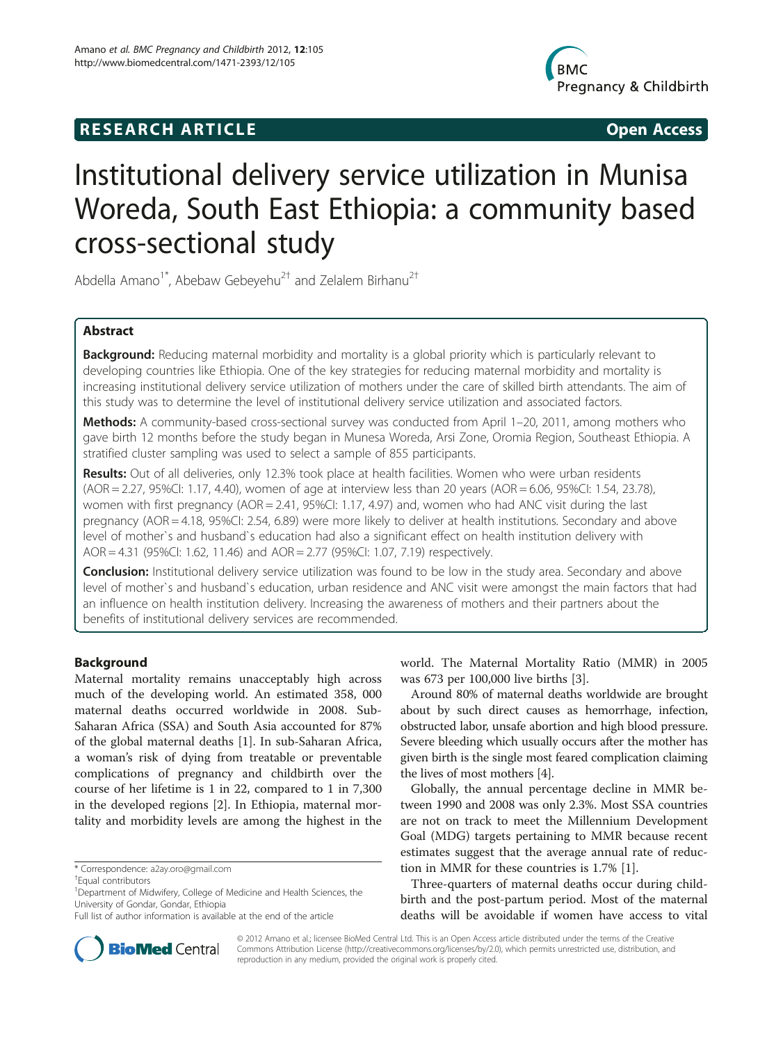**RESEARCH ARTICLE** **Open Access**

# Institutional delivery service utilization in Munisa Woreda, South East Ethiopia: a community based cross-sectional study

Abdella Amano[1*], Abebaw Gebeyehu[2†] and Zelalem Birhanu[2†]

## Abstract

**Background:** Reducing maternal morbidity and mortality is a global priority which is particularly relevant to developing countries like Ethiopia. One of the key strategies for reducing maternal morbidity and mortality is increasing institutional delivery service utilization of mothers under the care of skilled birth attendants. The aim of this study was to determine the level of institutional delivery service utilization and associated factors.

**Methods:** A community-based cross-sectional survey was conducted from April 1–20, 2011, among mothers who gave birth 12 months before the study began in Munesa Woreda, Arsi Zone, Oromia Region, Southeast Ethiopia. A stratified cluster sampling was used to select a sample of 855 participants.

**Results:** Out of all deliveries, only 12.3% took place at health facilities. Women who were urban residents (AOR = 2.27, 95%CI: 1.17, 4.40), women of age at interview less than 20 years (AOR = 6.06, 95%CI: 1.54, 23.78), women with first pregnancy (AOR = 2.41, 95%CI: 1.17, 4.97) and, women who had ANC visit during the last pregnancy (AOR = 4.18, 95%CI: 2.54, 6.89) were more likely to deliver at health institutions. Secondary and above level of mother`s and husband`s education had also a significant effect on health institution delivery with AOR = 4.31 (95%CI: 1.62, 11.46) and AOR = 2.77 (95%CI: 1.07, 7.19) respectively.

**Conclusion:** Institutional delivery service utilization was found to be low in the study area. Secondary and above level of mother`s and husband`s education, urban residence and ANC visit were amongst the main factors that had an influence on health institution delivery. Increasing the awareness of mothers and their partners about the benefits of institutional delivery services are recommended.

## Background

Maternal mortality remains unacceptably high across much of the developing world. An estimated 358, 000 maternal deaths occurred worldwide in 2008. Sub-Saharan Africa (SSA) and South Asia accounted for 87% of the global maternal deaths [1]. In sub-Saharan Africa, a woman's risk of dying from treatable or preventable complications of pregnancy and childbirth over the course of her lifetime is 1 in 22, compared to 1 in 7,300 in the developed regions [2]. In Ethiopia, maternal mortality and morbidity levels are among the highest in the world. The Maternal Mortality Ratio (MMR) in 2005 was 673 per 100,000 live births [3].

Around 80% of maternal deaths worldwide are brought about by such direct causes as hemorrhage, infection, obstructed labor, unsafe abortion and high blood pressure. Severe bleeding which usually occurs after the mother has given birth is the single most feared complication claiming the lives of most mothers [4].

Globally, the annual percentage decline in MMR between 1990 and 2008 was only 2.3%. Most SSA countries are not on track to meet the Millennium Development Goal (MDG) targets pertaining to MMR because recent estimates suggest that the average annual rate of reduction in MMR for these countries is 1.7% [1].

Three-quarters of maternal deaths occur during childbirth and the post-partum period. Most of the maternal deaths will be avoidable if women have access to vital

\* Correspondence: a2ay.oro@gmail.com
† Equal contributors
[1] Department of Midwifery, College of Medicine and Health Sciences, the University of Gondar, Gondar, Ethiopia
Full list of author information is available at the end of the article

© 2012 Amano et al.; licensee BioMed Central Ltd. This is an Open Access article distributed under the terms of the Creative Commons Attribution License (http://creativecommons.org/licenses/by/2.0), which permits unrestricted use, distribution, and reproduction in any medium, provided the original work is properly cited.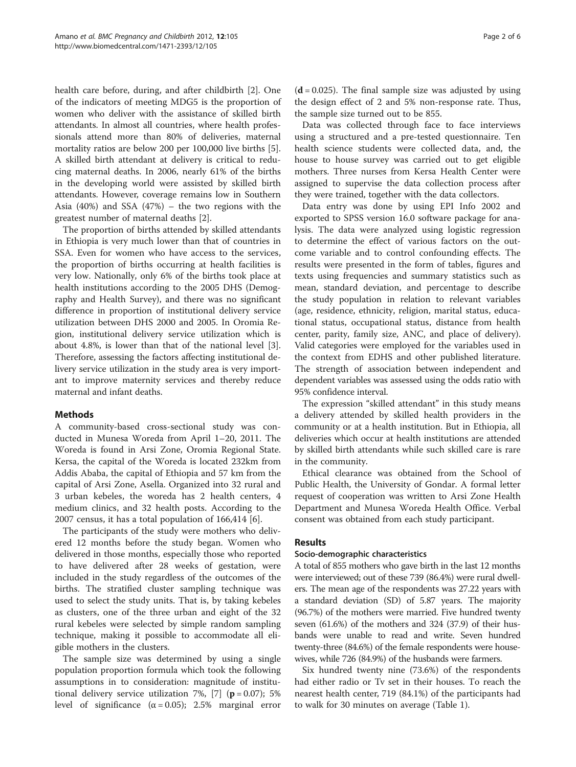health care before, during, and after childbirth [2]. One of the indicators of meeting MDG5 is the proportion of women who deliver with the assistance of skilled birth attendants. In almost all countries, where health professionals attend more than 80% of deliveries, maternal mortality ratios are below 200 per 100,000 live births [5]. A skilled birth attendant at delivery is critical to reducing maternal deaths. In 2006, nearly 61% of the births in the developing world were assisted by skilled birth attendants. However, coverage remains low in Southern Asia (40%) and SSA (47%) – the two regions with the greatest number of maternal deaths [2].

The proportion of births attended by skilled attendants in Ethiopia is very much lower than that of countries in SSA. Even for women who have access to the services, the proportion of births occurring at health facilities is very low. Nationally, only 6% of the births took place at health institutions according to the 2005 DHS (Demography and Health Survey), and there was no significant difference in proportion of institutional delivery service utilization between DHS 2000 and 2005. In Oromia Region, institutional delivery service utilization which is about 4.8%, is lower than that of the national level [3]. Therefore, assessing the factors affecting institutional delivery service utilization in the study area is very important to improve maternity services and thereby reduce maternal and infant deaths.

## Methods

A community-based cross-sectional study was conducted in Munesa Woreda from April 1–20, 2011. The Woreda is found in Arsi Zone, Oromia Regional State. Kersa, the capital of the Woreda is located 232km from Addis Ababa, the capital of Ethiopia and 57 km from the capital of Arsi Zone, Asella. Organized into 32 rural and 3 urban kebeles, the woreda has 2 health centers, 4 medium clinics, and 32 health posts. According to the 2007 census, it has a total population of 166,414 [6].

The participants of the study were mothers who delivered 12 months before the study began. Women who delivered in those months, especially those who reported to have delivered after 28 weeks of gestation, were included in the study regardless of the outcomes of the births. The stratified cluster sampling technique was used to select the study units. That is, by taking kebeles as clusters, one of the three urban and eight of the 32 rural kebeles were selected by simple random sampling technique, making it possible to accommodate all eligible mothers in the clusters.

The sample size was determined by using a single population proportion formula which took the following assumptions in to consideration: magnitude of institutional delivery service utilization 7%, [7] (**p** = 0.07); 5% level of significance ($\alpha = 0.05$); 2.5% marginal error (**d** = 0.025). The final sample size was adjusted by using the design effect of 2 and 5% non-response rate. Thus, the sample size turned out to be 855.

Data was collected through face to face interviews using a structured and a pre-tested questionnaire. Ten health science students were collected data, and, the house to house survey was carried out to get eligible mothers. Three nurses from Kersa Health Center were assigned to supervise the data collection process after they were trained, together with the data collectors.

Data entry was done by using EPI Info 2002 and exported to SPSS version 16.0 software package for analysis. The data were analyzed using logistic regression to determine the effect of various factors on the outcome variable and to control confounding effects. The results were presented in the form of tables, figures and texts using frequencies and summary statistics such as mean, standard deviation, and percentage to describe the study population in relation to relevant variables (age, residence, ethnicity, religion, marital status, educational status, occupational status, distance from health center, parity, family size, ANC, and place of delivery). Valid categories were employed for the variables used in the context from EDHS and other published literature. The strength of association between independent and dependent variables was assessed using the odds ratio with 95% confidence interval.

The expression "skilled attendant" in this study means a delivery attended by skilled health providers in the community or at a health institution. But in Ethiopia, all deliveries which occur at health institutions are attended by skilled birth attendants while such skilled care is rare in the community.

Ethical clearance was obtained from the School of Public Health, the University of Gondar. A formal letter request of cooperation was written to Arsi Zone Health Department and Munesa Woreda Health Office. Verbal consent was obtained from each study participant.

## Results

### Socio-demographic characteristics

A total of 855 mothers who gave birth in the last 12 months were interviewed; out of these 739 (86.4%) were rural dwellers. The mean age of the respondents was 27.22 years with a standard deviation (SD) of 5.87 years. The majority (96.7%) of the mothers were married. Five hundred twenty seven (61.6%) of the mothers and 324 (37.9) of their husbands were unable to read and write. Seven hundred twenty-three (84.6%) of the female respondents were housewives, while 726 (84.9%) of the husbands were farmers.

Six hundred twenty nine (73.6%) of the respondents had either radio or Tv set in their houses. To reach the nearest health center, 719 (84.1%) of the participants had to walk for 30 minutes on average (Table 1).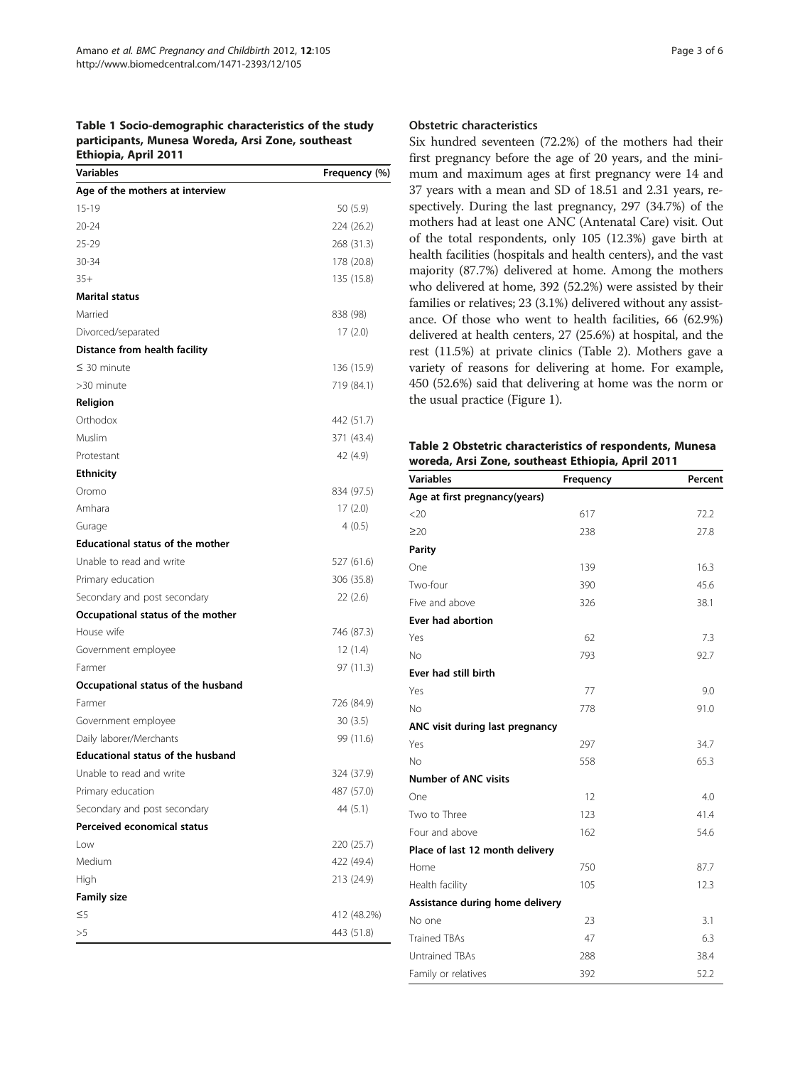**Table 1 Socio-demographic characteristics of the study participants, Munesa Woreda, Arsi Zone, southeast Ethiopia, April 2011**

| Variables | Frequency (%) |
|---|---|
| **Age of the mothers at interview** | |
| 15-19 | 50 (5.9) |
| 20-24 | 224 (26.2) |
| 25-29 | 268 (31.3) |
| 30-34 | 178 (20.8) |
| 35+ | 135 (15.8) |
| **Marital status** | |
| Married | 838 (98) |
| Divorced/separated | 17 (2.0) |
| **Distance from health facility** | |
| ≤ 30 minute | 136 (15.9) |
| >30 minute | 719 (84.1) |
| **Religion** | |
| Orthodox | 442 (51.7) |
| Muslim | 371 (43.4) |
| Protestant | 42 (4.9) |
| **Ethnicity** | |
| Oromo | 834 (97.5) |
| Amhara | 17 (2.0) |
| Gurage | 4 (0.5) |
| **Educational status of the mother** | |
| Unable to read and write | 527 (61.6) |
| Primary education | 306 (35.8) |
| Secondary and post secondary | 22 (2.6) |
| **Occupational status of the mother** | |
| House wife | 746 (87.3) |
| Government employee | 12 (1.4) |
| Farmer | 97 (11.3) |
| **Occupational status of the husband** | |
| Farmer | 726 (84.9) |
| Government employee | 30 (3.5) |
| Daily laborer/Merchants | 99 (11.6) |
| **Educational status of the husband** | |
| Unable to read and write | 324 (37.9) |
| Primary education | 487 (57.0) |
| Secondary and post secondary | 44 (5.1) |
| **Perceived economical status** | |
| Low | 220 (25.7) |
| Medium | 422 (49.4) |
| High | 213 (24.9) |
| **Family size** | |
| ≤5 | 412 (48.2%) |
| >5 | 443 (51.8) |

### Obstetric characteristics

Six hundred seventeen (72.2%) of the mothers had their first pregnancy before the age of 20 years, and the minimum and maximum ages at first pregnancy were 14 and 37 years with a mean and SD of 18.51 and 2.31 years, respectively. During the last pregnancy, 297 (34.7%) of the mothers had at least one ANC (Antenatal Care) visit. Out of the total respondents, only 105 (12.3%) gave birth at health facilities (hospitals and health centers), and the vast majority (87.7%) delivered at home. Among the mothers who delivered at home, 392 (52.2%) were assisted by their families or relatives; 23 (3.1%) delivered without any assistance. Of those who went to health facilities, 66 (62.9%) delivered at health centers, 27 (25.6%) at hospital, and the rest (11.5%) at private clinics (Table 2). Mothers gave a variety of reasons for delivering at home. For example, 450 (52.6%) said that delivering at home was the norm or the usual practice (Figure 1).

**Table 2 Obstetric characteristics of respondents, Munesa woreda, Arsi Zone, southeast Ethiopia, April 2011**

| Variables | Frequency | Percent |
|---|---|---|
| **Age at first pregnancy(years)** | | |
| <20 | 617 | 72.2 |
| ≥20 | 238 | 27.8 |
| **Parity** | | |
| One | 139 | 16.3 |
| Two-four | 390 | 45.6 |
| Five and above | 326 | 38.1 |
| **Ever had abortion** | | |
| Yes | 62 | 7.3 |
| No | 793 | 92.7 |
| **Ever had still birth** | | |
| Yes | 77 | 9.0 |
| No | 778 | 91.0 |
| **ANC visit during last pregnancy** | | |
| Yes | 297 | 34.7 |
| No | 558 | 65.3 |
| **Number of ANC visits** | | |
| One | 12 | 4.0 |
| Two to Three | 123 | 41.4 |
| Four and above | 162 | 54.6 |
| **Place of last 12 month delivery** | | |
| Home | 750 | 87.7 |
| Health facility | 105 | 12.3 |
| **Assistance during home delivery** | | |
| No one | 23 | 3.1 |
| Trained TBAs | 47 | 6.3 |
| Untrained TBAs | 288 | 38.4 |
| Family or relatives | 392 | 52.2 |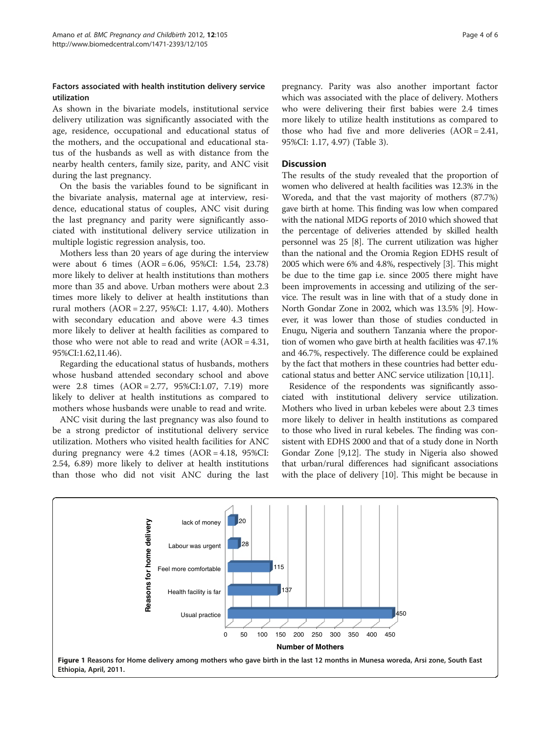### Factors associated with health institution delivery service utilization

As shown in the bivariate models, institutional service delivery utilization was significantly associated with the age, residence, occupational and educational status of the mothers, and the occupational and educational status of the husbands as well as with distance from the nearby health centers, family size, parity, and ANC visit during the last pregnancy.

On the basis the variables found to be significant in the bivariate analysis, maternal age at interview, residence, educational status of couples, ANC visit during the last pregnancy and parity were significantly associated with institutional delivery service utilization in multiple logistic regression analysis, too.

Mothers less than 20 years of age during the interview were about 6 times (AOR = 6.06, 95%CI: 1.54, 23.78) more likely to deliver at health institutions than mothers more than 35 and above. Urban mothers were about 2.3 times more likely to deliver at health institutions than rural mothers (AOR = 2.27, 95%CI: 1.17, 4.40). Mothers with secondary education and above were 4.3 times more likely to deliver at health facilities as compared to those who were not able to read and write (AOR = 4.31, 95%CI:1.62,11.46).

Regarding the educational status of husbands, mothers whose husband attended secondary school and above were 2.8 times (AOR = 2.77, 95%CI:1.07, 7.19) more likely to deliver at health institutions as compared to mothers whose husbands were unable to read and write.

ANC visit during the last pregnancy was also found to be a strong predictor of institutional delivery service utilization. Mothers who visited health facilities for ANC during pregnancy were 4.2 times (AOR = 4.18, 95%CI: 2.54, 6.89) more likely to deliver at health institutions than those who did not visit ANC during the last pregnancy. Parity was also another important factor which was associated with the place of delivery. Mothers who were delivering their first babies were 2.4 times more likely to utilize health institutions as compared to those who had five and more deliveries (AOR = 2.41, 95%CI: 1.17, 4.97) (Table 3).

## Discussion

The results of the study revealed that the proportion of women who delivered at health facilities was 12.3% in the Woreda, and that the vast majority of mothers (87.7%) gave birth at home. This finding was low when compared with the national MDG reports of 2010 which showed that the percentage of deliveries attended by skilled health personnel was 25 [8]. The current utilization was higher than the national and the Oromia Region EDHS result of 2005 which were 6% and 4.8%, respectively [3]. This might be due to the time gap i.e. since 2005 there might have been improvements in accessing and utilizing of the service. The result was in line with that of a study done in North Gondar Zone in 2002, which was 13.5% [9]. However, it was lower than those of studies conducted in Enugu, Nigeria and southern Tanzania where the proportion of women who gave birth at health facilities was 47.1% and 46.7%, respectively. The difference could be explained by the fact that mothers in these countries had better educational status and better ANC service utilization [10,11].

Residence of the respondents was significantly associated with institutional delivery service utilization. Mothers who lived in urban kebeles were about 2.3 times more likely to deliver in health institutions as compared to those who lived in rural kebeles. The finding was consistent with EDHS 2000 and that of a study done in North Gondar Zone [9,12]. The study in Nigeria also showed that urban/rural differences had significant associations with the place of delivery [10]. This might be because in

| Reasons for home delivery | Number of Mothers |
|---|---|
| lack of money | 20 |
| Labour was urgent | 28 |
| Feel more comfortable | 115 |
| Health facility is far | 137 |
| Usual practice | 450 |

**Figure 1** Reasons for Home delivery among mothers who gave birth in the last 12 months in Munesa woreda, Arsi zone, South East Ethiopia, April, 2011.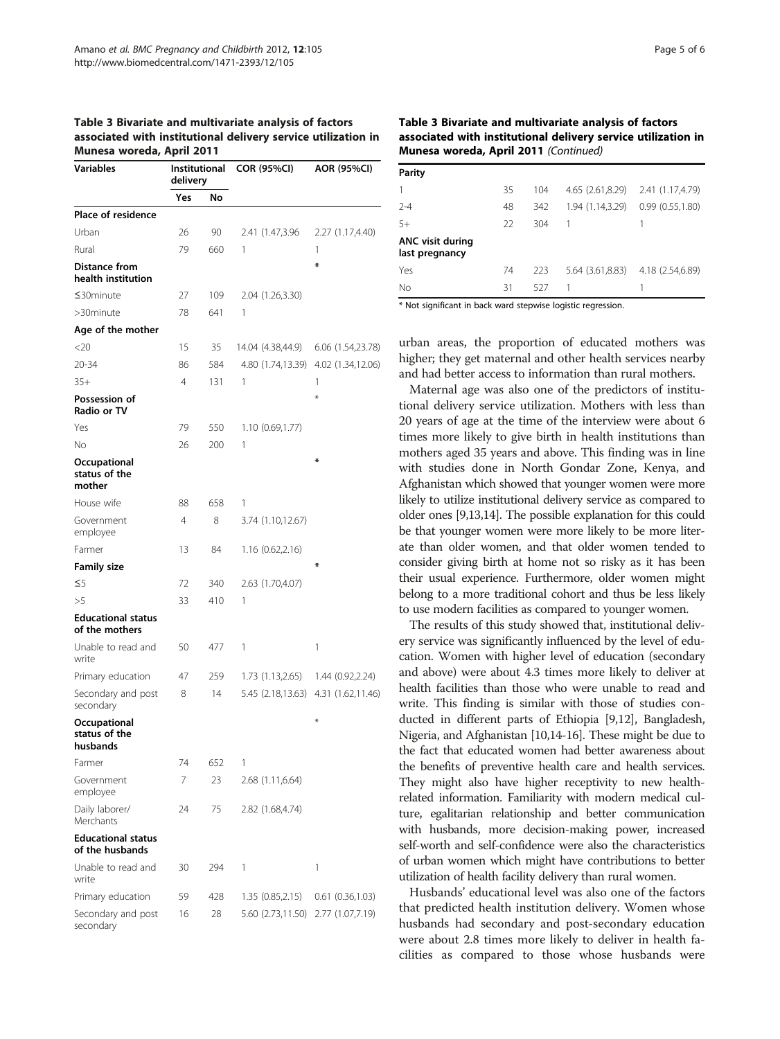**Table 3 Bivariate and multivariate analysis of factors associated with institutional delivery service utilization in Munesa woreda, April 2011**

| Variables | Institutional delivery | | COR (95%CI) | AOR (95%CI) |
|---|---|---|---|---|
| | Yes | No | | |
| **Place of residence** | | | | |
| Urban | 26 | 90 | 2.41 (1.47,3.96 | 2.27 (1.17,4.40) |
| Rural | 79 | 660 | 1 | 1 |
| **Distance from health institution** | | | | * |
| ≤30minute | 27 | 109 | 2.04 (1.26,3.30) | |
| >30minute | 78 | 641 | 1 | |
| **Age of the mother** | | | | |
| <20 | 15 | 35 | 14.04 (4.38,44.9) | 6.06 (1.54,23.78) |
| 20-34 | 86 | 584 | 4.80 (1.74,13.39) | 4.02 (1.34,12.06) |
| 35+ | 4 | 131 | 1 | 1 |
| **Possession of Radio or TV** | | | | * |
| Yes | 79 | 550 | 1.10 (0.69,1.77) | |
| No | 26 | 200 | 1 | |
| **Occupational status of the mother** | | | | * |
| House wife | 88 | 658 | 1 | |
| Government employee | 4 | 8 | 3.74 (1.10,12.67) | |
| Farmer | 13 | 84 | 1.16 (0.62,2.16) | |
| **Family size** | | | | * |
| ≤5 | 72 | 340 | 2.63 (1.70,4.07) | |
| >5 | 33 | 410 | 1 | |
| **Educational status of the mothers** | | | | |
| Unable to read and write | 50 | 477 | 1 | 1 |
| Primary education | 47 | 259 | 1.73 (1.13,2.65) | 1.44 (0.92,2.24) |
| Secondary and post secondary | 8 | 14 | 5.45 (2.18,13.63) | 4.31 (1.62,11.46) |
| **Occupational status of the husbands** | | | | * |
| Farmer | 74 | 652 | 1 | |
| Government employee | 7 | 23 | 2.68 (1.11,6.64) | |
| Daily laborer/ Merchants | 24 | 75 | 2.82 (1.68,4.74) | |
| **Educational status of the husbands** | | | | |
| Unable to read and write | 30 | 294 | 1 | 1 |
| Primary education | 59 | 428 | 1.35 (0.85,2.15) | 0.61 (0.36,1.03) |
| Secondary and post secondary | 16 | 28 | 5.60 (2.73,11.50) | 2.77 (1.07,7.19) |
| **Parity** | | | | |
| 1 | 35 | 104 | 4.65 (2.61,8.29) | 2.41 (1.17,4.79) |
| 2-4 | 48 | 342 | 1.94 (1.14,3.29) | 0.99 (0.55,1.80) |
| 5+ | 22 | 304 | 1 | 1 |
| **ANC visit during last pregnancy** | | | | |
| Yes | 74 | 223 | 5.64 (3.61,8.83) | 4.18 (2.54,6.89) |
| No | 31 | 527 | 1 | 1 |

* Not significant in back ward stepwise logistic regression.

urban areas, the proportion of educated mothers was higher; they get maternal and other health services nearby and had better access to information than rural mothers.

Maternal age was also one of the predictors of institutional delivery service utilization. Mothers with less than 20 years of age at the time of the interview were about 6 times more likely to give birth in health institutions than mothers aged 35 years and above. This finding was in line with studies done in North Gondar Zone, Kenya, and Afghanistan which showed that younger women were more likely to utilize institutional delivery service as compared to older ones [9,13,14]. The possible explanation for this could be that younger women were more likely to be more literate than older women, and that older women tended to consider giving birth at home not so risky as it has been their usual experience. Furthermore, older women might belong to a more traditional cohort and thus be less likely to use modern facilities as compared to younger women.

The results of this study showed that, institutional delivery service was significantly influenced by the level of education. Women with higher level of education (secondary and above) were about 4.3 times more likely to deliver at health facilities than those who were unable to read and write. This finding is similar with those of studies conducted in different parts of Ethiopia [9,12], Bangladesh, Nigeria, and Afghanistan [10,14-16]. These might be due to the fact that educated women had better awareness about the benefits of preventive health care and health services. They might also have higher receptivity to new health-related information. Familiarity with modern medical culture, egalitarian relationship and better communication with husbands, more decision-making power, increased self-worth and self-confidence were also the characteristics of urban women which might have contributions to better utilization of health facility delivery than rural women.

Husbands' educational level was also one of the factors that predicted health institution delivery. Women whose husbands had secondary and post-secondary education were about 2.8 times more likely to deliver in health facilities as compared to those whose husbands were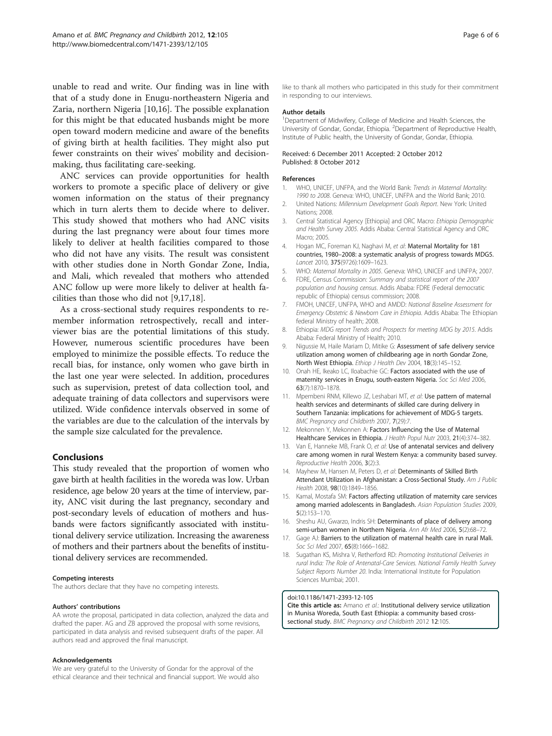unable to read and write. Our finding was in line with that of a study done in Enugu-northeastern Nigeria and Zaria, northern Nigeria [10,16]. The possible explanation for this might be that educated husbands might be more open toward modern medicine and aware of the benefits of giving birth at health facilities. They might also put fewer constraints on their wives' mobility and decision-making, thus facilitating care-seeking.

ANC services can provide opportunities for health workers to promote a specific place of delivery or give women information on the status of their pregnancy which in turn alerts them to decide where to deliver. This study showed that mothers who had ANC visits during the last pregnancy were about four times more likely to deliver at health facilities compared to those who did not have any visits. The result was consistent with other studies done in North Gondar Zone, India, and Mali, which revealed that mothers who attended ANC follow up were more likely to deliver at health facilities than those who did not [9,17,18].

As a cross-sectional study requires respondents to remember information retrospectively, recall and interviewer bias are the potential limitations of this study. However, numerous scientific procedures have been employed to minimize the possible effects. To reduce the recall bias, for instance, only women who gave birth in the last one year were selected. In addition, procedures such as supervision, pretest of data collection tool, and adequate training of data collectors and supervisors were utilized. Wide confidence intervals observed in some of the variables are due to the calculation of the intervals by the sample size calculated for the prevalence.

## Conclusions

This study revealed that the proportion of women who gave birth at health facilities in the woreda was low. Urban residence, age below 20 years at the time of interview, parity, ANC visit during the last pregnancy, secondary and post-secondary levels of education of mothers and husbands were factors significantly associated with institutional delivery service utilization. Increasing the awareness of mothers and their partners about the benefits of institutional delivery services are recommended.

#### Competing interests

The authors declare that they have no competing interests.

#### Authors' contributions

AA wrote the proposal, participated in data collection, analyzed the data and drafted the paper. AG and ZB approved the proposal with some revisions, participated in data analysis and revised subsequent drafts of the paper. All authors read and approved the final manuscript.

#### Acknowledgements

We are very grateful to the University of Gondar for the approval of the ethical clearance and their technical and financial support. We would also like to thank all mothers who participated in this study for their commitment in responding to our interviews.

#### Author details

[1]Department of Midwifery, College of Medicine and Health Sciences, the University of Gondar, Gondar, Ethiopia. [2]Department of Reproductive Health, Institute of Public health, the University of Gondar, Gondar, Ethiopia.

Received: 6 December 2011 Accepted: 2 October 2012
Published: 8 October 2012

#### References

1. WHO, UNICEF, UNFPA, and the World Bank: *Trends in Maternal Mortality: 1990 to 2008*. Geneva: WHO, UNICEF, UNFPA and the World Bank; 2010.
2. United Nations: *Millennium Development Goals Report*. New York: United Nations; 2008.
3. Central Statistical Agency [Ethiopia] and ORC Macro: *Ethiopia Demographic and Health Survey 2005*. Addis Ababa: Central Statistical Agency and ORC Macro; 2005.
4. Hogan MC, Foreman KJ, Naghavi M, *et al*: **Maternal Mortality for 181 countries, 1980–2008: a systematic analysis of progress towards MDG5.** *Lancet* 2010, **375**(9726):1609–1623.
5. WHO: *Maternal Mortality in 2005*. Geneva: WHO, UNICEF and UNFPA; 2007.
6. FDRE, Census Commission: *Summary and statistical report of the 2007 population and housing census*. Addis Ababa: FDRE (Federal democratic republic of Ethiopia) census commission; 2008.
7. FMOH, UNICEF, UNFPA, WHO and AMDD: *National Baseline Assessment for Emergency Obstetric & Newborn Care in Ethiopia*. Addis Ababa: The Ethiopian federal Ministry of health; 2008.
8. Ethiopia: *MDG report Trends and Prospects for meeting MDG by 2015*. Addis Ababa: Federal Ministry of Health; 2010.
9. Nigussie M, Haile Mariam D, Mitike G: **Assessment of safe delivery service utilization among women of childbearing age in north Gondar Zone, North West Ethiopia.** *Ethiop J Health Dev* 2004, **18**(3):145–152.
10. Onah HE, Ikeako LC, Iloabachie GC: **Factors associated with the use of maternity services in Enugu, south-eastern Nigeria.** *Soc Sci Med* 2006, **63**(7):1870–1878.
11. Mpembeni RNM, Killewo JZ, Leshabari MT, *et al*: **Use pattern of maternal health services and determinants of skilled care during delivery in Southern Tanzania: implications for achievement of MDG-5 targets.** *BMC Pregnancy and Childbirth* 2007, **7**(29):7.
12. Mekonnen Y, Mekonnen A: **Factors Influencing the Use of Maternal Healthcare Services in Ethiopia.** *J Health Popul Nutr* 2003, **21**(4):374–382.
13. Van E, Hanneke MB, Frank O, *et al*: **Use of antenatal services and delivery care among women in rural Western Kenya: a community based survey.** *Reproductive Health* 2006, **3**(2):3.
14. Mayhew M, Hansen M, Peters D, *et al*: **Determinants of Skilled Birth Attendant Utilization in Afghanistan: a Cross-Sectional Study.** *Am J Public Health* 2008, **98**(10):1849–1856.
15. Kamal, Mostafa SM: **Factors affecting utilization of maternity care services among married adolescents in Bangladesh.** *Asian Population Studies* 2009, **5**(2):153–170.
16. Sheshu AU, Gwarzo, Indris SH: **Determinants of place of delivery among semi-urban women in Northern Nigeria.** *Ann Afr Med* 2006, **5**(2):68–72.
17. Gage AJ: **Barriers to the utilization of maternal health care in rural Mali.** *Soc Sci Med* 2007, **65**(8):1666–1682.
18. Sugathan KS, Mishra V, Retherford RD: *Promoting Institutional Deliveries in rural India: The Role of Antenatal-Care Services. National Family Health Survey Subject Reports Number 20*. India: International Institute for Population Sciences Mumbai; 2001.

doi:10.1186/1471-2393-12-105
**Cite this article as:** Amano *et al.*: Institutional delivery service utilization in Munisa Woreda, South East Ethiopia: a community based cross-sectional study. *BMC Pregnancy and Childbirth* 2012 **12**:105.